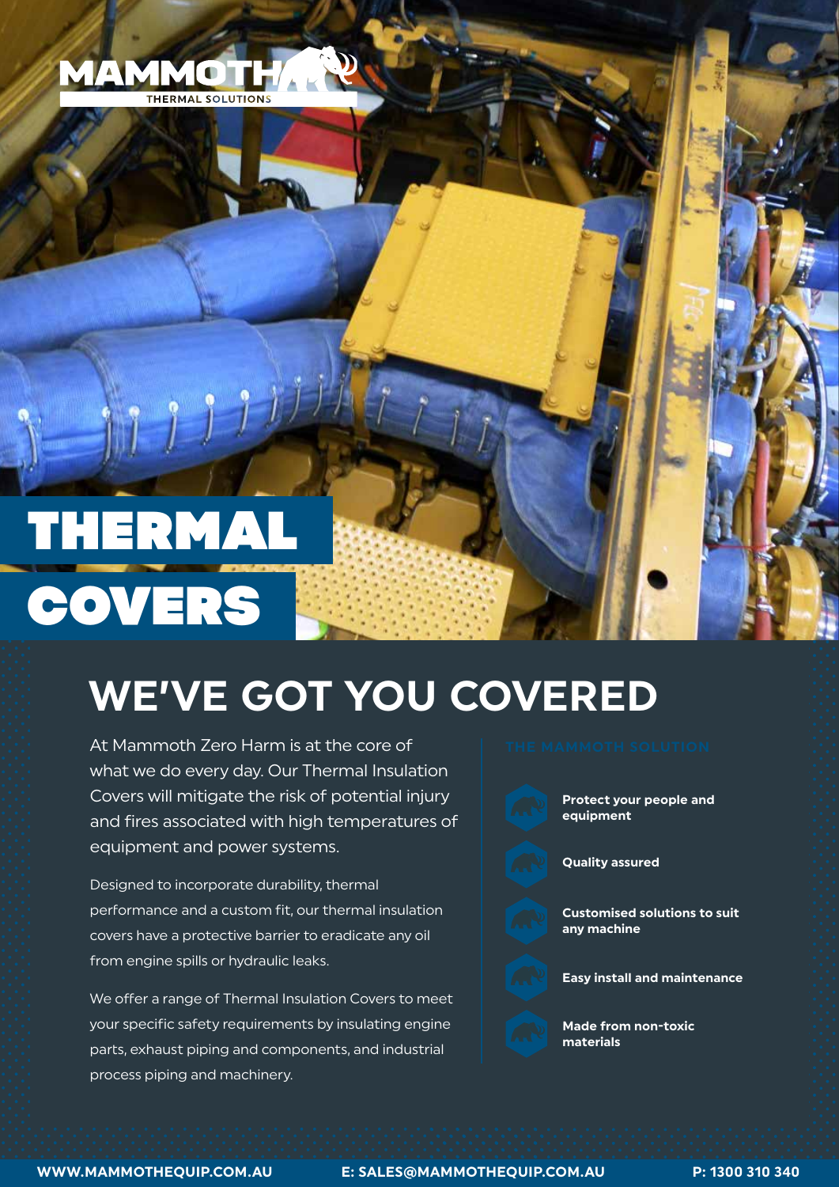MAMMOTH
THERMAL SOLUTIONS

# THERMAL COVERS

## WE'VE GOT YOU COVERED

At Mammoth Zero Harm is at the core of what we do every day. Our Thermal Insulation Covers will mitigate the risk of potential injury and fires associated with high temperatures of equipment and power systems.

Designed to incorporate durability, thermal performance and a custom fit, our thermal insulation covers have a protective barrier to eradicate any oil from engine spills or hydraulic leaks.

We offer a range of Thermal Insulation Covers to meet your specific safety requirements by insulating engine parts, exhaust piping and components, and industrial process piping and machinery.

### THE MAMMOTH SOLUTION

- **Protect your people and equipment**
- **Quality assured**
- **Customised solutions to suit any machine**
- **Easy install and maintenance**
- **Made from non-toxic materials**

**WWW.MAMMOTHEQUIP.COM.AU** **E: SALES@MAMMOTHEQUIP.COM.AU** **P: 1300 310 340**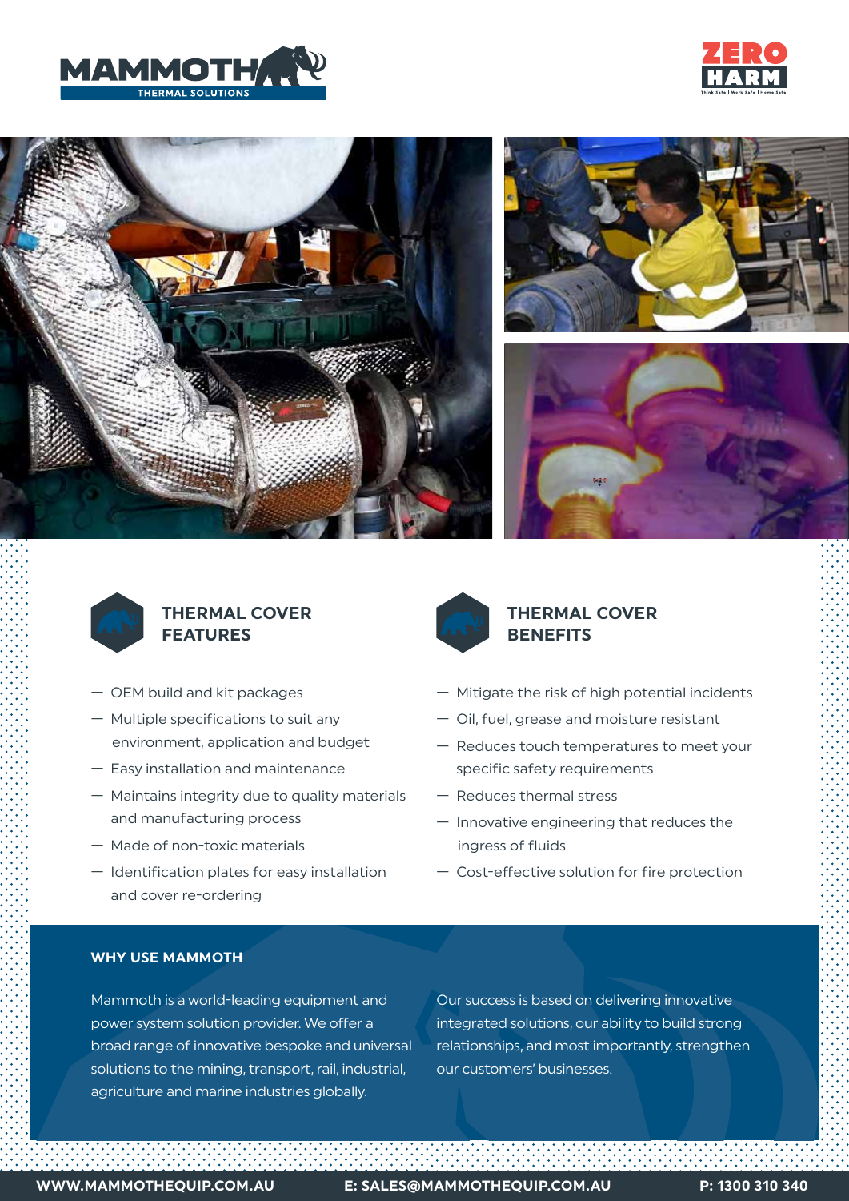MAMMOTH THERMAL SOLUTIONS

ZERO HARM

Think Safe | Work Safe | Home Safe

## THERMAL COVER FEATURES

- OEM build and kit packages
- Multiple specifications to suit any environment, application and budget
- Easy installation and maintenance
- Maintains integrity due to quality materials and manufacturing process
- Made of non-toxic materials
- Identification plates for easy installation and cover re-ordering

## THERMAL COVER BENEFITS

- Mitigate the risk of high potential incidents
- Oil, fuel, grease and moisture resistant
- Reduces touch temperatures to meet your specific safety requirements
- Reduces thermal stress
- Innovative engineering that reduces the ingress of fluids
- Cost-effective solution for fire protection

### WHY USE MAMMOTH

Mammoth is a world-leading equipment and power system solution provider. We offer a broad range of innovative bespoke and universal solutions to the mining, transport, rail, industrial, agriculture and marine industries globally.

Our success is based on delivering innovative integrated solutions, our ability to build strong relationships, and most importantly, strengthen our customers' businesses.

**WWW.MAMMOTHEQUIP.COM.AU** **E: SALES@MAMMOTHEQUIP.COM.AU** **P: 1300 310 340**